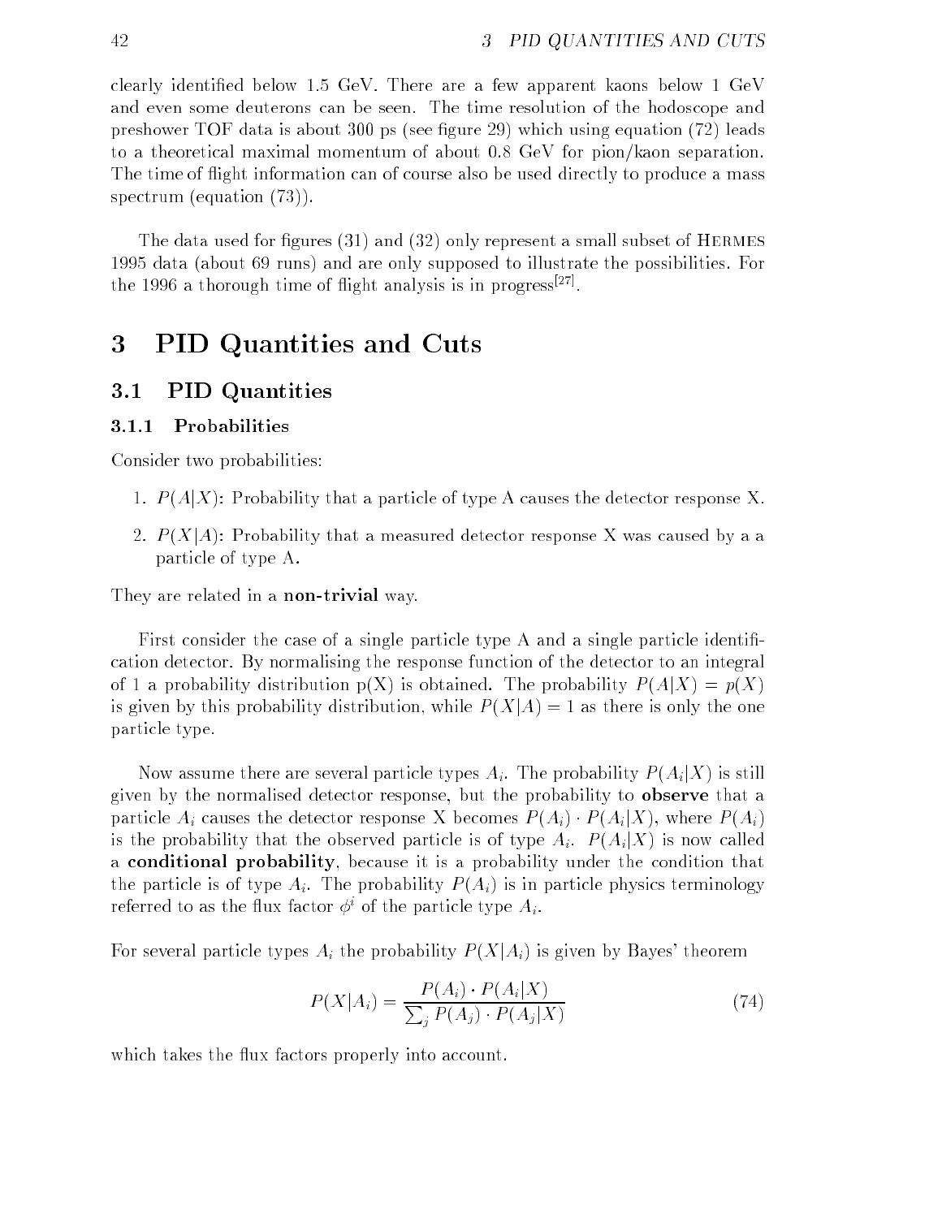clearly identified below 1.5 GeV. There are a few apparent kaons below 1 GeV and even some deuterons can be seen. The time resolution of the hodoscope and preshower TOF data is about 300 ps (see figure 29) which using equation (72) leads to a theoretical maximal momentum of about 0.8 GeV for pion/kaon separation. The time of flight information can of course also be used directly to produce a mass spectrum (equation (73)).

The data used for figures (31) and (32) only represent a small subset of HERMES 1995 data (about 69 runs) and are only supposed to illustrate the possibilities. For the 1996 a thorough time of flight analysis is in progress[27].

# 3 PID Quantities and Cuts

## 3.1 PID Quantities

### 3.1.1 Probabilities

Consider two probabilities:

1. $P(A|X)$: Probability that a particle of type A causes the detector response X.
2. $P(X|A)$: Probability that a measured detector response X was caused by a a particle of type A.

They are related in a **non-trivial** way.

First consider the case of a single particle type A and a single particle identification detector. By normalising the response function of the detector to an integral of 1 a probability distribution p(X) is obtained. The probability $P(A|X) = p(X)$ is given by this probability distribution, while $P(X|A) = 1$ as there is only the one particle type.

Now assume there are several particle types $A_i$. The probability $P(A_i|X)$ is still given by the normalised detector response, but the probability to **observe** that a particle $A_i$ causes the detector response X becomes $P(A_i) \cdot P(A_i|X)$, where $P(A_i)$ is the probability that the observed particle is of type $A_i$. $P(A_i|X)$ is now called a **conditional probability**, because it is a probability under the condition that the particle is of type $A_i$. The probability $P(A_i)$ is in particle physics terminology referred to as the flux factor $\phi^i$ of the particle type $A_i$.

For several particle types $A_i$ the probability $P(X|A_i)$ is given by Bayes' theorem

$$P(X|A_i) = \frac{P(A_i) \cdot P(A_i|X)}{\sum_j P(A_j) \cdot P(A_j|X)} \tag{74}$$

which takes the flux factors properly into account.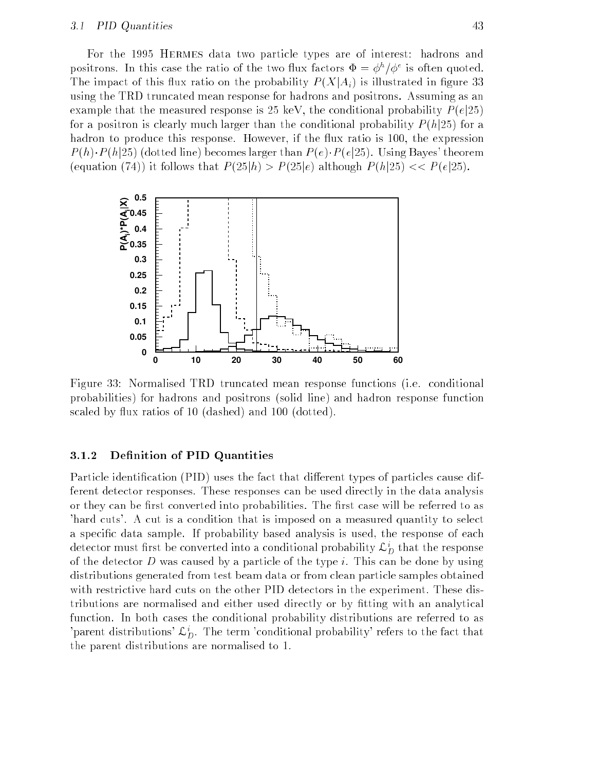For the 1995 HERMES data two particle types are of interest: hadrons and positrons. In this case the ratio of the two flux factors $\Phi = \phi^h/\phi^e$ is often quoted. The impact of this flux ratio on the probability $P(X|A_i)$ is illustrated in figure 33 using the TRD truncated mean response for hadrons and positrons. Assuming as an example that the measured response is 25 keV, the conditional probability $P(e|25)$ for a positron is clearly much larger than the conditional probability $P(h|25)$ for a hadron to produce this response. However, if the flux ratio is 100, the expression $P(h) \cdot P(h|25)$ (dotted line) becomes larger than $P(e) \cdot P(e|25)$. Using Bayes' theorem (equation (74)) it follows that $P(25|h) > P(25|e)$ although $P(h|25) << P(e|25)$.

Figure 33: Normalised TRD truncated mean response functions (i.e. conditional probabilities) for hadrons and positrons (solid line) and hadron response function scaled by flux ratios of 10 (dashed) and 100 (dotted).

### 3.1.2 Definition of PID Quantities

Particle identification (PID) uses the fact that different types of particles cause different detector responses. These responses can be used directly in the data analysis or they can be first converted into probabilities. The first case will be referred to as 'hard cuts'. A cut is a condition that is imposed on a measured quantity to select a specific data sample. If probability based analysis is used, the response of each detector must first be converted into a conditional probability $\mathcal{L}_D^i$ that the response of the detector $D$ was caused by a particle of the type $i$. This can be done by using distributions generated from test beam data or from clean particle samples obtained with restrictive hard cuts on the other PID detectors in the experiment. These distributions are normalised and either used directly or by fitting with an analytical function. In both cases the conditional probability distributions are referred to as 'parent distributions' $\mathcal{L}_D^i$. The term 'conditional probability' refers to the fact that the parent distributions are normalised to 1.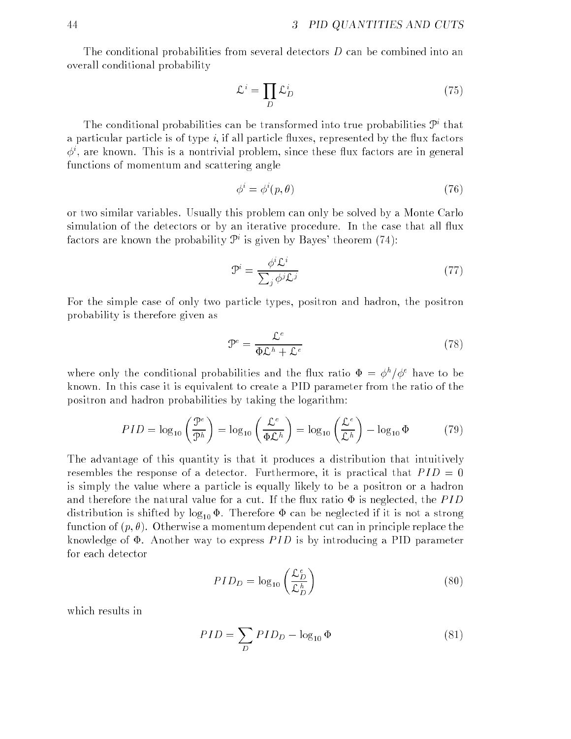The conditional probabilities from several detectors $D$ can be combined into an overall conditional probability

$$\mathcal{L}^i = \prod_D \mathcal{L}_D^i \tag{75}$$

The conditional probabilities can be transformed into true probabilities $\mathcal{P}^i$ that a particular particle is of type $i$, if all particle fluxes, represented by the flux factors $\phi^i$, are known. This is a nontrivial problem, since these flux factors are in general functions of momentum and scattering angle

$$\phi^i = \phi^i(p, \theta) \tag{76}$$

or two similar variables. Usually this problem can only be solved by a Monte Carlo simulation of the detectors or by an iterative procedure. In the case that all flux factors are known the probability $\mathcal{P}^i$ is given by Bayes' theorem (74):

$$\mathcal{P}^i = \frac{\phi^i \mathcal{L}^i}{\sum_j \phi^j \mathcal{L}^j} \tag{77}$$

For the simple case of only two particle types, positron and hadron, the positron probability is therefore given as

$$\mathcal{P}^e = \frac{\mathcal{L}^e}{\Phi \mathcal{L}^h + \mathcal{L}^e} \tag{78}$$

where only the conditional probabilities and the flux ratio $\Phi = \phi^h/\phi^e$ have to be known. In this case it is equivalent to create a PID parameter from the ratio of the positron and hadron probabilities by taking the logarithm:

$$PID = \log_{10}\left(\frac{\mathcal{P}^e}{\mathcal{P}^h}\right) = \log_{10}\left(\frac{\mathcal{L}^e}{\Phi \mathcal{L}^h}\right) = \log_{10}\left(\frac{\mathcal{L}^e}{\mathcal{L}^h}\right) - \log_{10}\Phi \tag{79}$$

The advantage of this quantity is that it produces a distribution that intuitively resembles the response of a detector. Furthermore, it is practical that $PID = 0$ is simply the value where a particle is equally likely to be a positron or a hadron and therefore the natural value for a cut. If the flux ratio $\Phi$ is neglected, the $PID$ distribution is shifted by $\log_{10}\Phi$. Therefore $\Phi$ can be neglected if it is not a strong function of $(p, \theta)$. Otherwise a momentum dependent cut can in principle replace the knowledge of $\Phi$. Another way to express $PID$ is by introducing a PID parameter for each detector

$$PID_D = \log_{10}\left(\frac{\mathcal{L}_D^e}{\mathcal{L}_D^h}\right) \tag{80}$$

which results in

$$PID = \sum_D PID_D - \log_{10}\Phi \tag{81}$$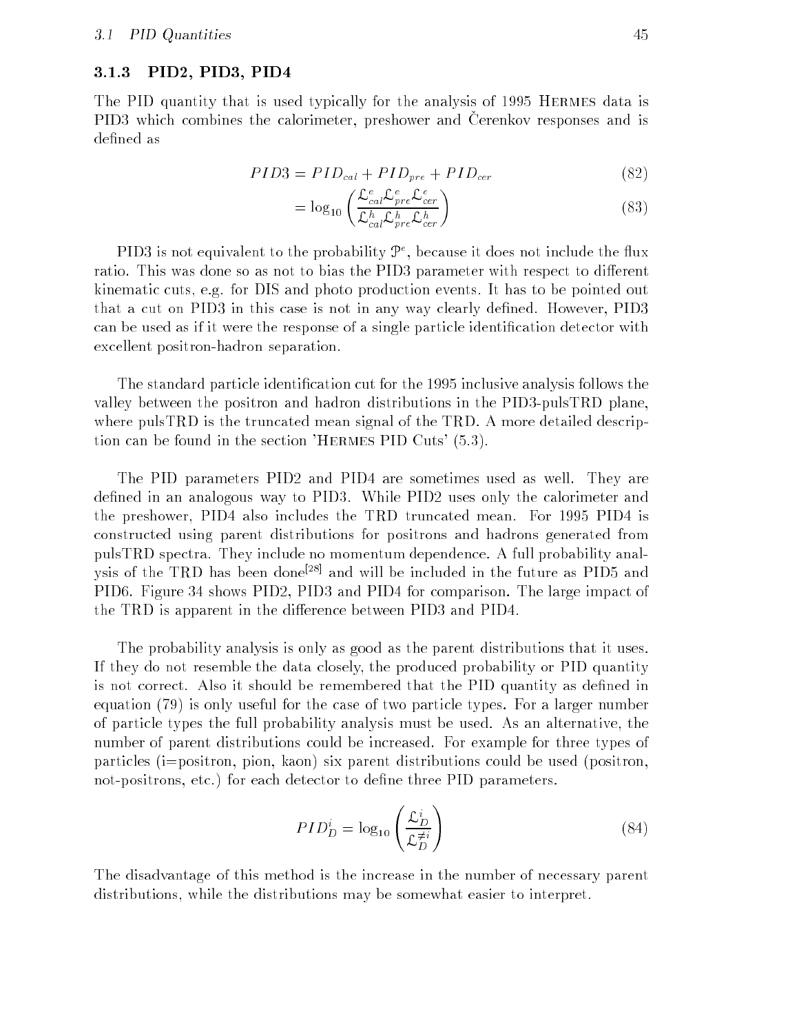### 3.1.3 PID2, PID3, PID4

The PID quantity that is used typically for the analysis of 1995 HERMES data is PID3 which combines the calorimeter, preshower and Čerenkov responses and is defined as

$$PID3 = PID_{cal} + PID_{pre} + PID_{cer} \tag{82}$$

$$= \log_{10}\left(\frac{\mathcal{L}^e_{cal}\mathcal{L}^e_{pre}\mathcal{L}^e_{cer}}{\mathcal{L}^h_{cal}\mathcal{L}^h_{pre}\mathcal{L}^h_{cer}}\right) \tag{83}$$

PID3 is not equivalent to the probability $\mathcal{P}^e$, because it does not include the flux ratio. This was done so as not to bias the PID3 parameter with respect to different kinematic cuts, e.g. for DIS and photo production events. It has to be pointed out that a cut on PID3 in this case is not in any way clearly defined. However, PID3 can be used as if it were the response of a single particle identification detector with excellent positron-hadron separation.

The standard particle identification cut for the 1995 inclusive analysis follows the valley between the positron and hadron distributions in the PID3-pulsTRD plane, where pulsTRD is the truncated mean signal of the TRD. A more detailed description can be found in the section 'HERMES PID Cuts' (5.3).

The PID parameters PID2 and PID4 are sometimes used as well. They are defined in an analogous way to PID3. While PID2 uses only the calorimeter and the preshower, PID4 also includes the TRD truncated mean. For 1995 PID4 is constructed using parent distributions for positrons and hadrons generated from pulsTRD spectra. They include no momentum dependence. A full probability analysis of the TRD has been done[28] and will be included in the future as PID5 and PID6. Figure 34 shows PID2, PID3 and PID4 for comparison. The large impact of the TRD is apparent in the difference between PID3 and PID4.

The probability analysis is only as good as the parent distributions that it uses. If they do not resemble the data closely, the produced probability or PID quantity is not correct. Also it should be remembered that the PID quantity as defined in equation (79) is only useful for the case of two particle types. For a larger number of particle types the full probability analysis must be used. As an alternative, the number of parent distributions could be increased. For example for three types of particles (i=positron, pion, kaon) six parent distributions could be used (positron, not-positrons, etc.) for each detector to define three PID parameters.

$$PID^i_D = \log_{10}\left(\frac{\mathcal{L}^i_D}{\mathcal{L}^{\neq i}_D}\right) \tag{84}$$

The disadvantage of this method is the increase in the number of necessary parent distributions, while the distributions may be somewhat easier to interpret.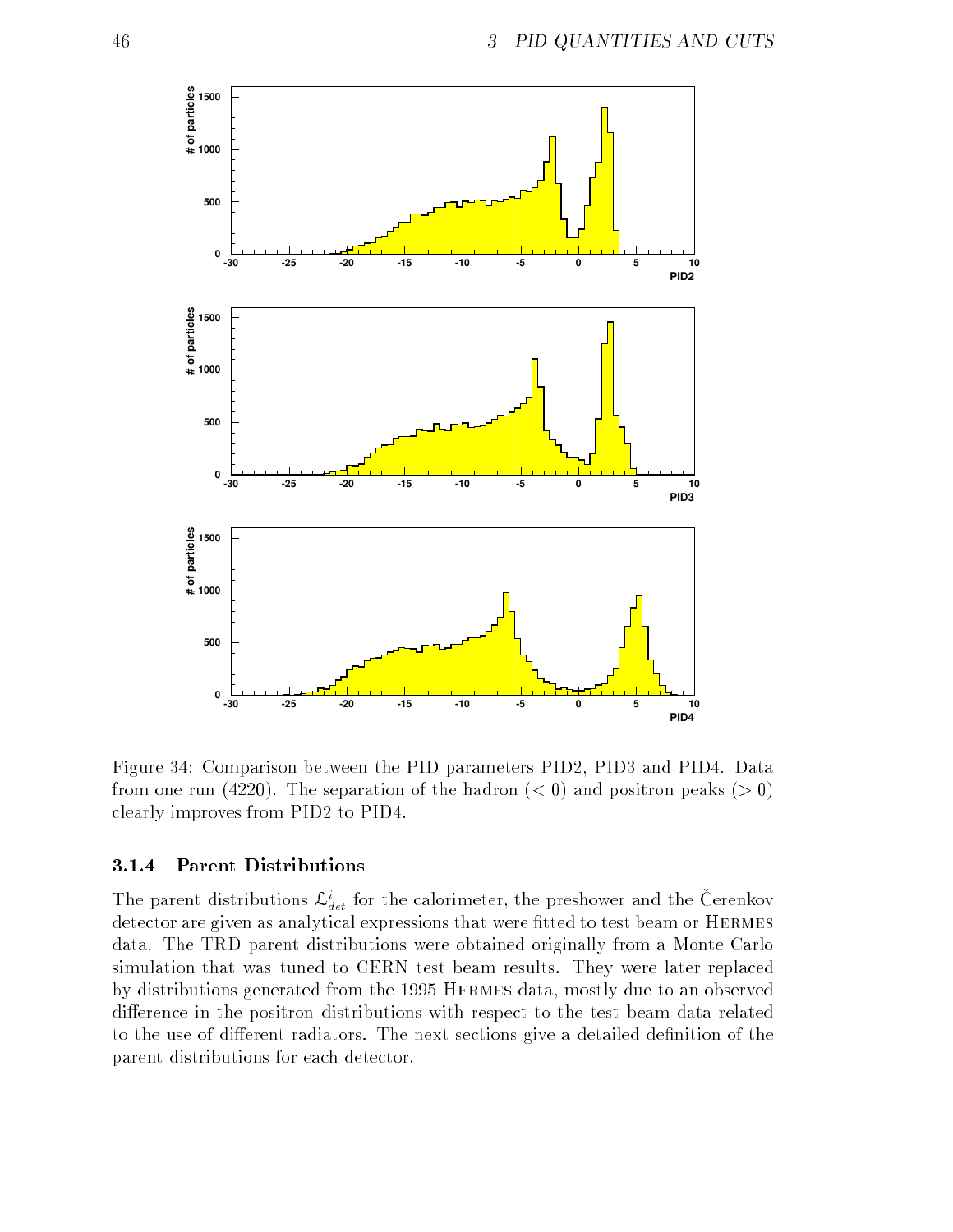Figure 34: Comparison between the PID parameters PID2, PID3 and PID4. Data from one run (4220). The separation of the hadron ($< 0$) and positron peaks ($> 0$) clearly improves from PID2 to PID4.

### 3.1.4 Parent Distributions

The parent distributions $\mathcal{L}^i_{det}$ for the calorimeter, the preshower and the Čerenkov detector are given as analytical expressions that were fitted to test beam or HERMES data. The TRD parent distributions were obtained originally from a Monte Carlo simulation that was tuned to CERN test beam results. They were later replaced by distributions generated from the 1995 HERMES data, mostly due to an observed difference in the positron distributions with respect to the test beam data related to the use of different radiators. The next sections give a detailed definition of the parent distributions for each detector.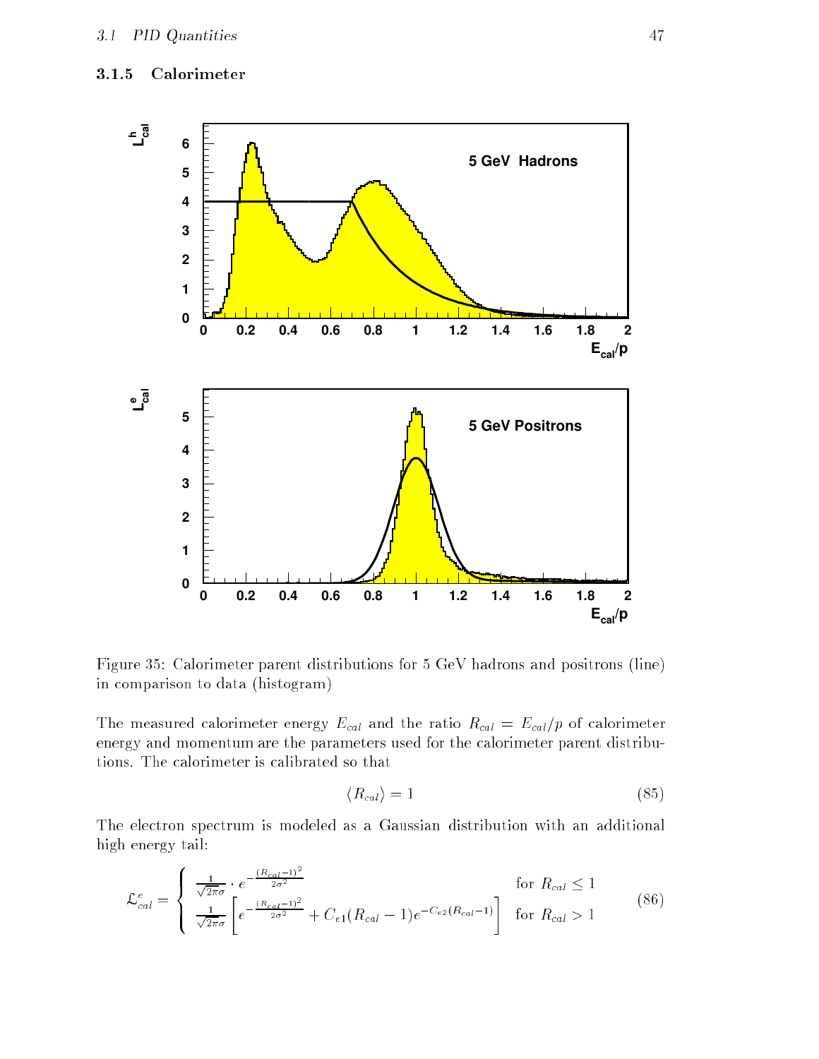### 3.1.5 Calorimeter

Figure 35: Calorimeter parent distributions for 5 GeV hadrons and positrons (line) in comparison to data (histogram)

The measured calorimeter energy $E_{cal}$ and the ratio $R_{cal} = E_{cal}/p$ of calorimeter energy and momentum are the parameters used for the calorimeter parent distributions. The calorimeter is calibrated so that

$$\langle R_{cal} \rangle = 1 \tag{85}$$

The electron spectrum is modeled as a Gaussian distribution with an additional high energy tail:

$$\mathcal{L}^e_{cal} = \begin{cases} \frac{1}{\sqrt{2\pi}\sigma} \cdot e^{-\frac{(R_{cal}-1)^2}{2\sigma^2}} & \text{for } R_{cal} \leq 1 \\ \frac{1}{\sqrt{2\pi}\sigma} \left[ e^{-\frac{(R_{cal}-1)^2}{2\sigma^2}} + C_{e1}(R_{cal}-1)e^{-C_{e2}(R_{cal}-1)} \right] & \text{for } R_{cal} > 1 \end{cases} \tag{86}$$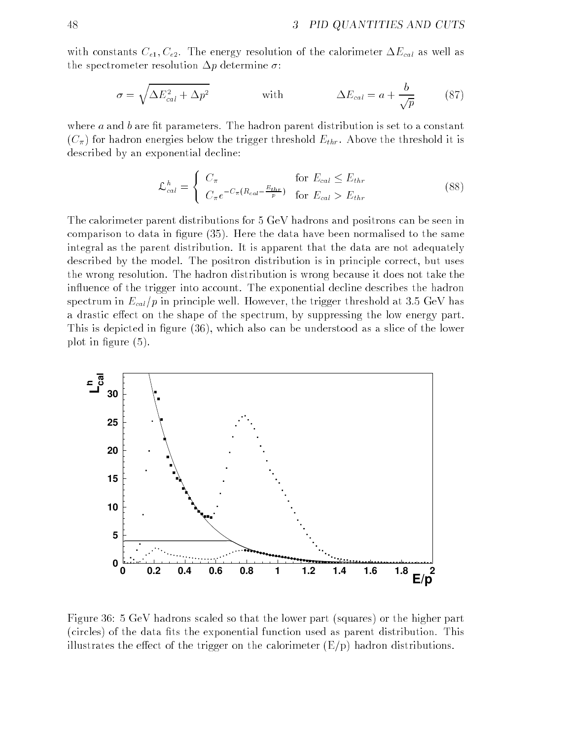with constants $C_{e1}, C_{e2}$. The energy resolution of the calorimeter $\Delta E_{cal}$ as well as the spectrometer resolution $\Delta p$ determine $\sigma$:

$$\sigma = \sqrt{\Delta E_{cal}^2 + \Delta p^2} \qquad \text{with} \qquad \Delta E_{cal} = a + \frac{b}{\sqrt{p}} \tag{87}$$

where $a$ and $b$ are fit parameters. The hadron parent distribution is set to a constant ($C_\pi$) for hadron energies below the trigger threshold $E_{thr}$. Above the threshold it is described by an exponential decline:

$$\mathcal{L}^h_{cal} = \begin{cases} C_\pi & \text{for } E_{cal} \leq E_{thr} \\ C_\pi e^{-C_\pi (R_{cal} - \frac{E_{thr}}{p})} & \text{for } E_{cal} > E_{thr} \end{cases} \tag{88}$$

The calorimeter parent distributions for 5 GeV hadrons and positrons can be seen in comparison to data in figure (35). Here the data have been normalised to the same integral as the parent distribution. It is apparent that the data are not adequately described by the model. The positron distribution is in principle correct, but uses the wrong resolution. The hadron distribution is wrong because it does not take the influence of the trigger into account. The exponential decline describes the hadron spectrum in $E_{cal}/p$ in principle well. However, the trigger threshold at 3.5 GeV has a drastic effect on the shape of the spectrum, by suppressing the low energy part. This is depicted in figure (36), which also can be understood as a slice of the lower plot in figure (5).

$L^h_{cal}$

30
25
20
15
10
5
0

0 0.2 0.4 0.6 0.8 1 1.2 1.4 1.6 1.8 2

E/p

Figure 36: 5 GeV hadrons scaled so that the lower part (squares) or the higher part (circles) of the data fits the exponential function used as parent distribution. This illustrates the effect of the trigger on the calorimeter (E/p) hadron distributions.